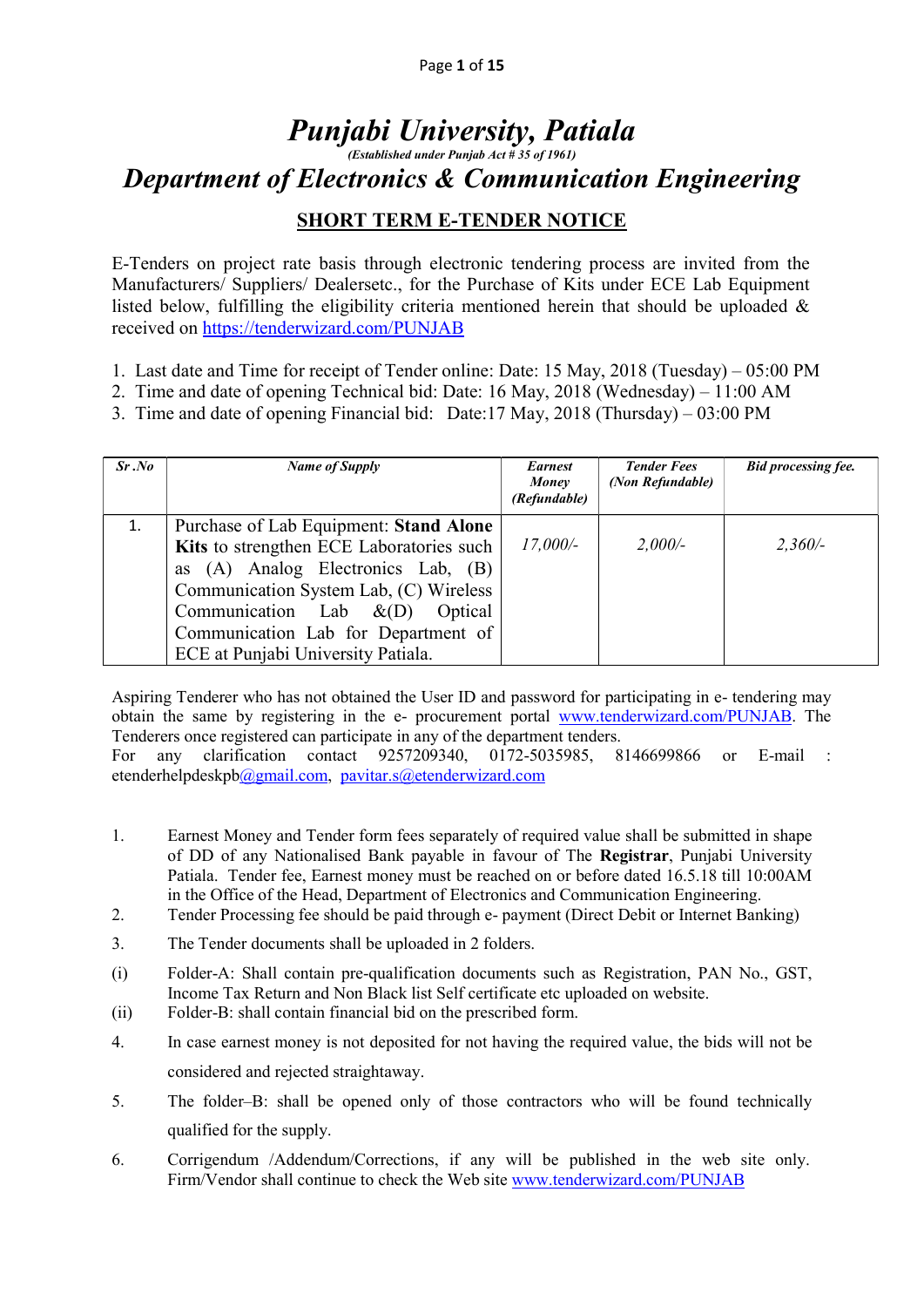# *Punjabi University, Patiala*

*(Established under Punjab Act # 35 of 1961)*

# *Department of Electronics & Communication Engineering*

## SHORT TERM E-TENDER NOTICE

E-Tenders on project rate basis through electronic tendering process are invited from the Manufacturers/ Suppliers/ Dealersetc., for the Purchase of Kits under ECE Lab Equipment listed below, fulfilling the eligibility criteria mentioned herein that should be uploaded & received on https://tenderwizard.com/PUNJAB

1. Last date and Time for receipt of Tender online: Date: 15 May, 2018 (Tuesday) – 05:00 PM
2. Time and date of opening Technical bid: Date: 16 May, 2018 (Wednesday) – 11:00 AM
3. Time and date of opening Financial bid: Date:17 May, 2018 (Thursday) – 03:00 PM

| *Sr .No* | *Name of Supply* | *Earnest Money (Refundable)* | *Tender Fees (Non Refundable)* | *Bid processing fee.* |
|---|---|---|---|---|
| 1. | Purchase of Lab Equipment: **Stand Alone Kits** to strengthen ECE Laboratories such as (A) Analog Electronics Lab, (B) Communication System Lab, (C) Wireless Communication Lab &(D) Optical Communication Lab for Department of ECE at Punjabi University Patiala. | *17,000/-* | *2,000/-* | *2,360/-* |

Aspiring Tenderer who has not obtained the User ID and password for participating in e- tendering may obtain the same by registering in the e- procurement portal www.tenderwizard.com/PUNJAB. The Tenderers once registered can participate in any of the department tenders.
For any clarification contact 9257209340, 0172-5035985, 8146699866 or E-mail : etenderhelpdeskpb@gmail.com, pavitar.s@etenderwizard.com

1. Earnest Money and Tender form fees separately of required value shall be submitted in shape of DD of any Nationalised Bank payable in favour of The **Registrar**, Punjabi University Patiala. Tender fee, Earnest money must be reached on or before dated 16.5.18 till 10:00AM in the Office of the Head, Department of Electronics and Communication Engineering.
2. Tender Processing fee should be paid through e- payment (Direct Debit or Internet Banking)
3. The Tender documents shall be uploaded in 2 folders.
   (i) Folder-A: Shall contain pre-qualification documents such as Registration, PAN No., GST, Income Tax Return and Non Black list Self certificate etc uploaded on website.
   (ii) Folder-B: shall contain financial bid on the prescribed form.
4. In case earnest money is not deposited for not having the required value, the bids will not be considered and rejected straightaway.
5. The folder–B: shall be opened only of those contractors who will be found technically qualified for the supply.
6. Corrigendum /Addendum/Corrections, if any will be published in the web site only. Firm/Vendor shall continue to check the Web site www.tenderwizard.com/PUNJAB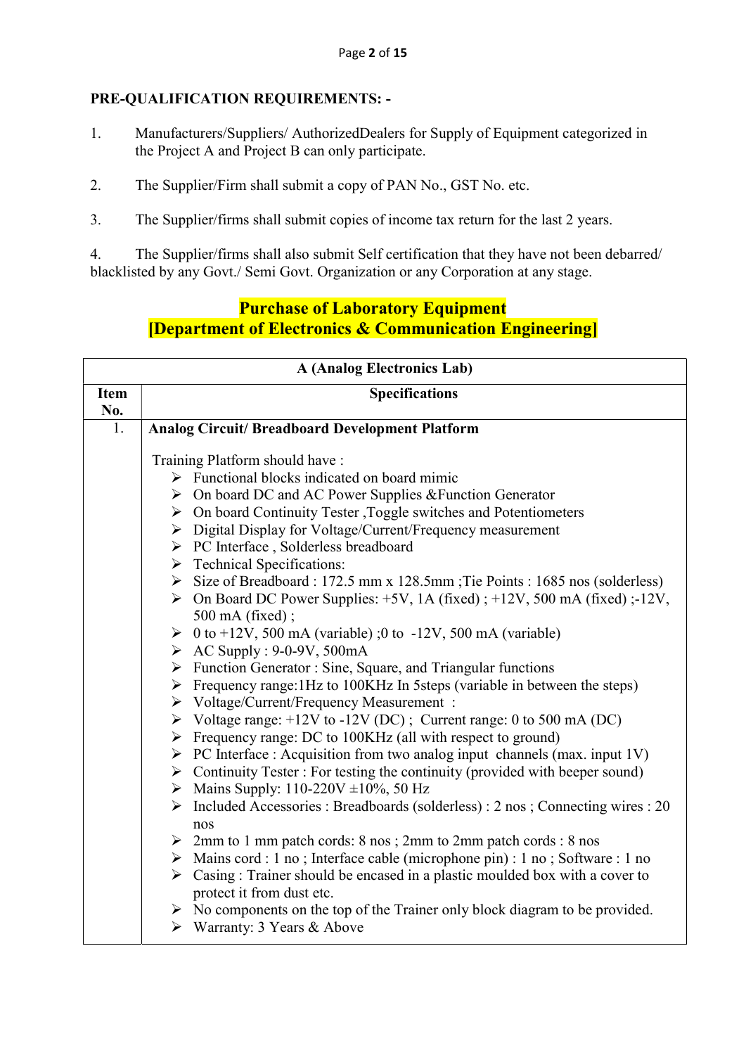**PRE-QUALIFICATION REQUIREMENTS: -**

1. Manufacturers/Suppliers/ AuthorizedDealers for Supply of Equipment categorized in the Project A and Project B can only participate.

2. The Supplier/Firm shall submit a copy of PAN No., GST No. etc.

3. The Supplier/firms shall submit copies of income tax return for the last 2 years.

4. The Supplier/firms shall also submit Self certification that they have not been debarred/ blacklisted by any Govt./ Semi Govt. Organization or any Corporation at any stage.

## Purchase of Laboratory Equipment
## [Department of Electronics & Communication Engineering]

| A (Analog Electronics Lab) | |
|---|---|
| **Item No.** | **Specifications** |
| 1. | **Analog Circuit/ Breadboard Development Platform**<br><br>Training Platform should have :<br>➢ Functional blocks indicated on board mimic<br>➢ On board DC and AC Power Supplies &Function Generator<br>➢ On board Continuity Tester ,Toggle switches and Potentiometers<br>➢ Digital Display for Voltage/Current/Frequency measurement<br>➢ PC Interface , Solderless breadboard<br>➢ Technical Specifications:<br>➢ Size of Breadboard : 172.5 mm x 128.5mm ;Tie Points : 1685 nos (solderless)<br>➢ On Board DC Power Supplies: +5V, 1A (fixed) ; +12V, 500 mA (fixed) ;-12V, 500 mA (fixed) ;<br>➢ 0 to +12V, 500 mA (variable) ;0 to -12V, 500 mA (variable)<br>➢ AC Supply : 9-0-9V, 500mA<br>➢ Function Generator : Sine, Square, and Triangular functions<br>➢ Frequency range:1Hz to 100KHz In 5steps (variable in between the steps)<br>➢ Voltage/Current/Frequency Measurement :<br>➢ Voltage range: +12V to -12V (DC) ; Current range: 0 to 500 mA (DC)<br>➢ Frequency range: DC to 100KHz (all with respect to ground)<br>➢ PC Interface : Acquisition from two analog input channels (max. input 1V)<br>➢ Continuity Tester : For testing the continuity (provided with beeper sound)<br>➢ Mains Supply: 110-220V ±10%, 50 Hz<br>➢ Included Accessories : Breadboards (solderless) : 2 nos ; Connecting wires : 20 nos<br>➢ 2mm to 1 mm patch cords: 8 nos ; 2mm to 2mm patch cords : 8 nos<br>➢ Mains cord : 1 no ; Interface cable (microphone pin) : 1 no ; Software : 1 no<br>➢ Casing : Trainer should be encased in a plastic moulded box with a cover to protect it from dust etc.<br>➢ No components on the top of the Trainer only block diagram to be provided.<br>➢ Warranty: 3 Years & Above |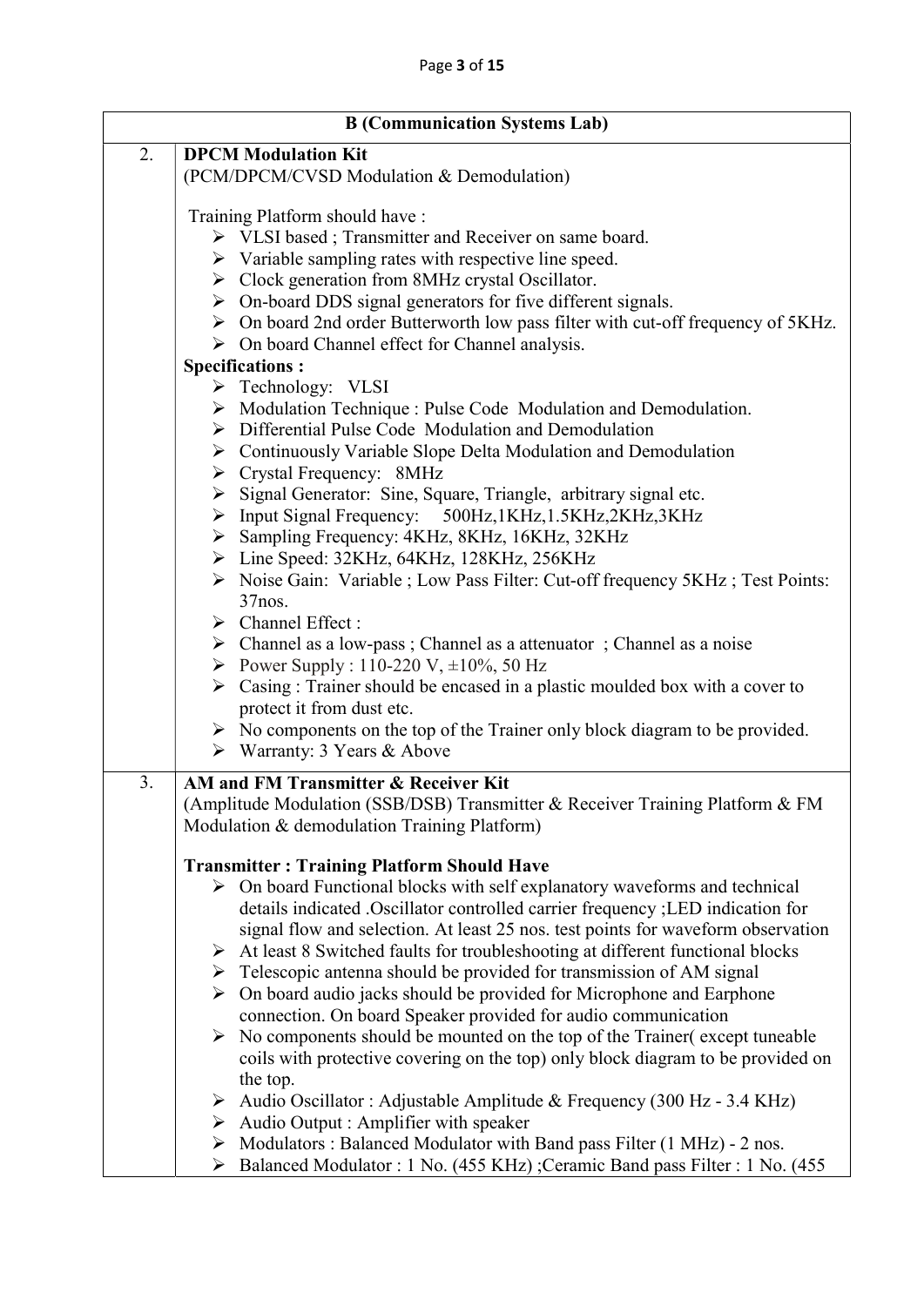| B (Communication Systems Lab) | |
|---|---|
| 2. | **DPCM Modulation Kit**<br>(PCM/DPCM/CVSD Modulation & Demodulation)<br><br>Training Platform should have :<br>➢ VLSI based ; Transmitter and Receiver on same board.<br>➢ Variable sampling rates with respective line speed.<br>➢ Clock generation from 8MHz crystal Oscillator.<br>➢ On-board DDS signal generators for five different signals.<br>➢ On board 2nd order Butterworth low pass filter with cut-off frequency of 5KHz.<br>➢ On board Channel effect for Channel analysis.<br>**Specifications :**<br>➢ Technology: VLSI<br>➢ Modulation Technique : Pulse Code Modulation and Demodulation.<br>➢ Differential Pulse Code Modulation and Demodulation<br>➢ Continuously Variable Slope Delta Modulation and Demodulation<br>➢ Crystal Frequency: 8MHz<br>➢ Signal Generator: Sine, Square, Triangle, arbitrary signal etc.<br>➢ Input Signal Frequency: 500Hz,1KHz,1.5KHz,2KHz,3KHz<br>➢ Sampling Frequency: 4KHz, 8KHz, 16KHz, 32KHz<br>➢ Line Speed: 32KHz, 64KHz, 128KHz, 256KHz<br>➢ Noise Gain: Variable ; Low Pass Filter: Cut-off frequency 5KHz ; Test Points: 37nos.<br>➢ Channel Effect :<br>➢ Channel as a low-pass ; Channel as a attenuator ; Channel as a noise<br>➢ Power Supply : 110-220 V, ±10%, 50 Hz<br>➢ Casing : Trainer should be encased in a plastic moulded box with a cover to protect it from dust etc.<br>➢ No components on the top of the Trainer only block diagram to be provided.<br>➢ Warranty: 3 Years & Above |
| 3. | **AM and FM Transmitter & Receiver Kit**<br>(Amplitude Modulation (SSB/DSB) Transmitter & Receiver Training Platform & FM Modulation & demodulation Training Platform)<br><br>**Transmitter : Training Platform Should Have**<br>➢ On board Functional blocks with self explanatory waveforms and technical details indicated .Oscillator controlled carrier frequency ;LED indication for signal flow and selection. At least 25 nos. test points for waveform observation<br>➢ At least 8 Switched faults for troubleshooting at different functional blocks<br>➢ Telescopic antenna should be provided for transmission of AM signal<br>➢ On board audio jacks should be provided for Microphone and Earphone connection. On board Speaker provided for audio communication<br>➢ No components should be mounted on the top of the Trainer( except tuneable coils with protective covering on the top) only block diagram to be provided on the top.<br>➢ Audio Oscillator : Adjustable Amplitude & Frequency (300 Hz - 3.4 KHz)<br>➢ Audio Output : Amplifier with speaker<br>➢ Modulators : Balanced Modulator with Band pass Filter (1 MHz) - 2 nos.<br>➢ Balanced Modulator : 1 No. (455 KHz) ;Ceramic Band pass Filter : 1 No. (455 |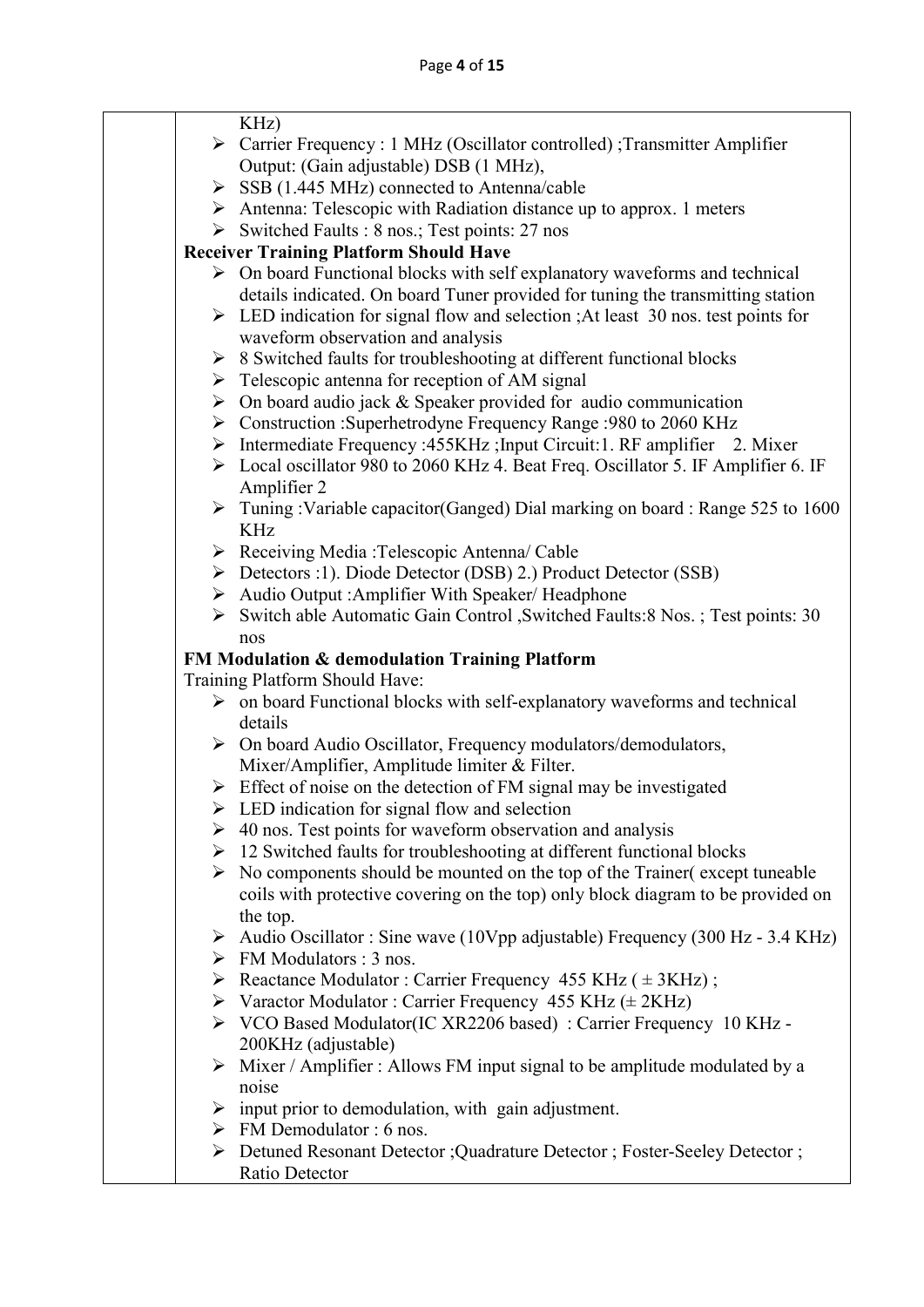KHz)

- Carrier Frequency : 1 MHz (Oscillator controlled) ;Transmitter Amplifier Output: (Gain adjustable) DSB (1 MHz),
- SSB (1.445 MHz) connected to Antenna/cable
- Antenna: Telescopic with Radiation distance up to approx. 1 meters
- Switched Faults : 8 nos.; Test points: 27 nos

**Receiver Training Platform Should Have**

- On board Functional blocks with self explanatory waveforms and technical details indicated. On board Tuner provided for tuning the transmitting station
- LED indication for signal flow and selection ;At least 30 nos. test points for waveform observation and analysis
- 8 Switched faults for troubleshooting at different functional blocks
- Telescopic antenna for reception of AM signal
- On board audio jack & Speaker provided for audio communication
- Construction :Superhetrodyne Frequency Range :980 to 2060 KHz
- Intermediate Frequency :455KHz ;Input Circuit:1. RF amplifier 2. Mixer
- Local oscillator 980 to 2060 KHz 4. Beat Freq. Oscillator 5. IF Amplifier 6. IF Amplifier 2
- Tuning :Variable capacitor(Ganged) Dial marking on board : Range 525 to 1600 KHz
- Receiving Media :Telescopic Antenna/ Cable
- Detectors :1). Diode Detector (DSB) 2.) Product Detector (SSB)
- Audio Output :Amplifier With Speaker/ Headphone
- Switch able Automatic Gain Control ,Switched Faults:8 Nos. ; Test points: 30 nos

**FM Modulation & demodulation Training Platform**

Training Platform Should Have:

- on board Functional blocks with self-explanatory waveforms and technical details
- On board Audio Oscillator, Frequency modulators/demodulators, Mixer/Amplifier, Amplitude limiter & Filter.
- Effect of noise on the detection of FM signal may be investigated
- LED indication for signal flow and selection
- 40 nos. Test points for waveform observation and analysis
- 12 Switched faults for troubleshooting at different functional blocks
- No components should be mounted on the top of the Trainer( except tuneable coils with protective covering on the top) only block diagram to be provided on the top.
- Audio Oscillator : Sine wave (10Vpp adjustable) Frequency (300 Hz - 3.4 KHz)
- FM Modulators : 3 nos.
- Reactance Modulator : Carrier Frequency 455 KHz ( ± 3KHz) ;
- Varactor Modulator : Carrier Frequency 455 KHz (± 2KHz)
- VCO Based Modulator(IC XR2206 based) : Carrier Frequency 10 KHz - 200KHz (adjustable)
- Mixer / Amplifier : Allows FM input signal to be amplitude modulated by a noise
- input prior to demodulation, with gain adjustment.
- FM Demodulator : 6 nos.
- Detuned Resonant Detector ;Quadrature Detector ; Foster-Seeley Detector ; Ratio Detector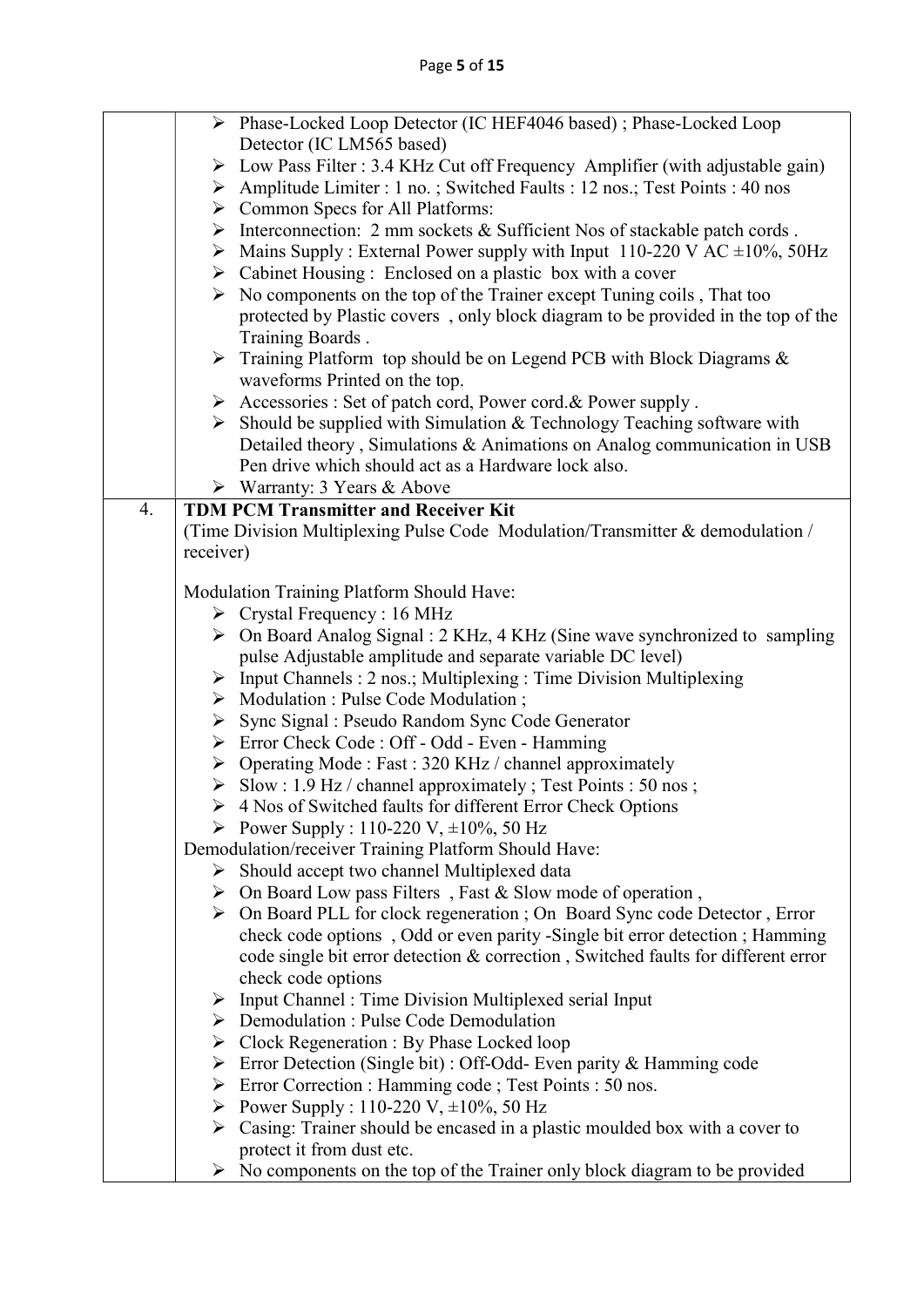| | |
|---|---|
| | - Phase-Locked Loop Detector (IC HEF4046 based) ; Phase-Locked Loop Detector (IC LM565 based)<br>- Low Pass Filter : 3.4 KHz Cut off Frequency Amplifier (with adjustable gain)<br>- Amplitude Limiter : 1 no. ; Switched Faults : 12 nos.; Test Points : 40 nos<br>- Common Specs for All Platforms:<br>- Interconnection: 2 mm sockets & Sufficient Nos of stackable patch cords .<br>- Mains Supply : External Power supply with Input 110-220 V AC ±10%, 50Hz<br>- Cabinet Housing : Enclosed on a plastic box with a cover<br>- No components on the top of the Trainer except Tuning coils , That too protected by Plastic covers , only block diagram to be provided in the top of the Training Boards .<br>- Training Platform top should be on Legend PCB with Block Diagrams & waveforms Printed on the top.<br>- Accessories : Set of patch cord, Power cord.& Power supply .<br>- Should be supplied with Simulation & Technology Teaching software with Detailed theory , Simulations & Animations on Analog communication in USB Pen drive which should act as a Hardware lock also.<br>- Warranty: 3 Years & Above |
| 4. | **TDM PCM Transmitter and Receiver Kit**<br>(Time Division Multiplexing Pulse Code Modulation/Transmitter & demodulation / receiver)<br><br>Modulation Training Platform Should Have:<br>- Crystal Frequency : 16 MHz<br>- On Board Analog Signal : 2 KHz, 4 KHz (Sine wave synchronized to sampling pulse Adjustable amplitude and separate variable DC level)<br>- Input Channels : 2 nos.; Multiplexing : Time Division Multiplexing<br>- Modulation : Pulse Code Modulation ;<br>- Sync Signal : Pseudo Random Sync Code Generator<br>- Error Check Code : Off - Odd - Even - Hamming<br>- Operating Mode : Fast : 320 KHz / channel approximately<br>- Slow : 1.9 Hz / channel approximately ; Test Points : 50 nos ;<br>- 4 Nos of Switched faults for different Error Check Options<br>- Power Supply : 110-220 V, ±10%, 50 Hz<br><br>Demodulation/receiver Training Platform Should Have:<br>- Should accept two channel Multiplexed data<br>- On Board Low pass Filters , Fast & Slow mode of operation ,<br>- On Board PLL for clock regeneration ; On Board Sync code Detector , Error check code options , Odd or even parity -Single bit error detection ; Hamming code single bit error detection & correction , Switched faults for different error check code options<br>- Input Channel : Time Division Multiplexed serial Input<br>- Demodulation : Pulse Code Demodulation<br>- Clock Regeneration : By Phase Locked loop<br>- Error Detection (Single bit) : Off-Odd- Even parity & Hamming code<br>- Error Correction : Hamming code ; Test Points : 50 nos.<br>- Power Supply : 110-220 V, ±10%, 50 Hz<br>- Casing: Trainer should be encased in a plastic moulded box with a cover to protect it from dust etc.<br>- No components on the top of the Trainer only block diagram to be provided |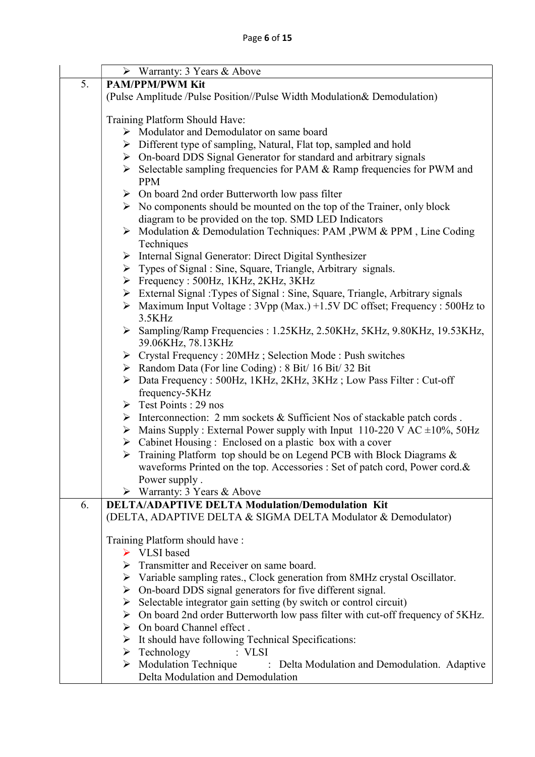| | |
|---|---|
| | ➢ Warranty: 3 Years & Above |
| 5. | **PAM/PPM/PWM Kit**<br>(Pulse Amplitude /Pulse Position//Pulse Width Modulation& Demodulation)<br><br>Training Platform Should Have:<br>➢ Modulator and Demodulator on same board<br>➢ Different type of sampling, Natural, Flat top, sampled and hold<br>➢ On-board DDS Signal Generator for standard and arbitrary signals<br>➢ Selectable sampling frequencies for PAM & Ramp frequencies for PWM and PPM<br>➢ On board 2nd order Butterworth low pass filter<br>➢ No components should be mounted on the top of the Trainer, only block diagram to be provided on the top. SMD LED Indicators<br>➢ Modulation & Demodulation Techniques: PAM ,PWM & PPM , Line Coding Techniques<br>➢ Internal Signal Generator: Direct Digital Synthesizer<br>➢ Types of Signal : Sine, Square, Triangle, Arbitrary signals.<br>➢ Frequency : 500Hz, 1KHz, 2KHz, 3KHz<br>➢ External Signal :Types of Signal : Sine, Square, Triangle, Arbitrary signals<br>➢ Maximum Input Voltage : 3Vpp (Max.) +1.5V DC offset; Frequency : 500Hz to 3.5KHz<br>➢ Sampling/Ramp Frequencies : 1.25KHz, 2.50KHz, 5KHz, 9.80KHz, 19.53KHz, 39.06KHz, 78.13KHz<br>➢ Crystal Frequency : 20MHz ; Selection Mode : Push switches<br>➢ Random Data (For line Coding) : 8 Bit/ 16 Bit/ 32 Bit<br>➢ Data Frequency : 500Hz, 1KHz, 2KHz, 3KHz ; Low Pass Filter : Cut-off frequency-5KHz<br>➢ Test Points : 29 nos<br>➢ Interconnection: 2 mm sockets & Sufficient Nos of stackable patch cords .<br>➢ Mains Supply : External Power supply with Input 110-220 V AC ±10%, 50Hz<br>➢ Cabinet Housing : Enclosed on a plastic box with a cover<br>➢ Training Platform top should be on Legend PCB with Block Diagrams & waveforms Printed on the top. Accessories : Set of patch cord, Power cord.& Power supply .<br>➢ Warranty: 3 Years & Above |
| 6. | **DELTA/ADAPTIVE DELTA Modulation/Demodulation Kit**<br>(DELTA, ADAPTIVE DELTA & SIGMA DELTA Modulator & Demodulator)<br><br>Training Platform should have :<br>➢ VLSI based<br>➢ Transmitter and Receiver on same board.<br>➢ Variable sampling rates., Clock generation from 8MHz crystal Oscillator.<br>➢ On-board DDS signal generators for five different signal.<br>➢ Selectable integrator gain setting (by switch or control circuit)<br>➢ On board 2nd order Butterworth low pass filter with cut-off frequency of 5KHz.<br>➢ On board Channel effect .<br>➢ It should have following Technical Specifications:<br>➢ Technology : VLSI<br>➢ Modulation Technique : Delta Modulation and Demodulation. Adaptive Delta Modulation and Demodulation |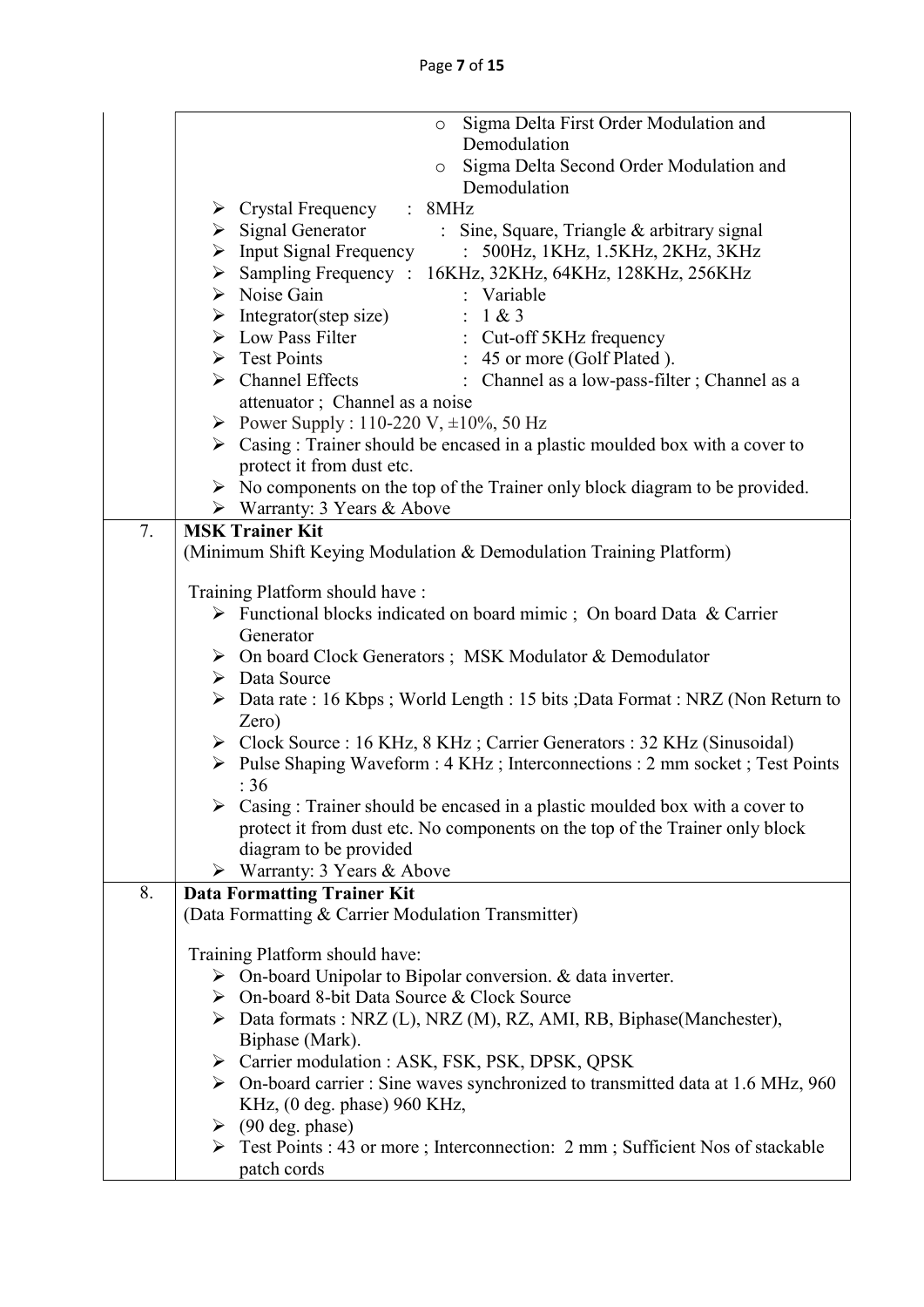| | |
|---|---|
| | ◦ Sigma Delta First Order Modulation and Demodulation<br>◦ Sigma Delta Second Order Modulation and Demodulation<br>➢ Crystal Frequency : 8MHz<br>➢ Signal Generator : Sine, Square, Triangle & arbitrary signal<br>➢ Input Signal Frequency : 500Hz, 1KHz, 1.5KHz, 2KHz, 3KHz<br>➢ Sampling Frequency : 16KHz, 32KHz, 64KHz, 128KHz, 256KHz<br>➢ Noise Gain : Variable<br>➢ Integrator(step size) : 1 & 3<br>➢ Low Pass Filter : Cut-off 5KHz frequency<br>➢ Test Points : 45 or more (Golf Plated ).<br>➢ Channel Effects : Channel as a low-pass-filter ; Channel as a attenuator ; Channel as a noise<br>➢ Power Supply : 110-220 V, ±10%, 50 Hz<br>➢ Casing : Trainer should be encased in a plastic moulded box with a cover to protect it from dust etc.<br>➢ No components on the top of the Trainer only block diagram to be provided.<br>➢ Warranty: 3 Years & Above |
| 7. | **MSK Trainer Kit**<br>(Minimum Shift Keying Modulation & Demodulation Training Platform)<br><br>Training Platform should have :<br>➢ Functional blocks indicated on board mimic ; On board Data & Carrier Generator<br>➢ On board Clock Generators ; MSK Modulator & Demodulator<br>➢ Data Source<br>➢ Data rate : 16 Kbps ; World Length : 15 bits ;Data Format : NRZ (Non Return to Zero)<br>➢ Clock Source : 16 KHz, 8 KHz ; Carrier Generators : 32 KHz (Sinusoidal)<br>➢ Pulse Shaping Waveform : 4 KHz ; Interconnections : 2 mm socket ; Test Points : 36<br>➢ Casing : Trainer should be encased in a plastic moulded box with a cover to protect it from dust etc. No components on the top of the Trainer only block diagram to be provided<br>➢ Warranty: 3 Years & Above |
| 8. | **Data Formatting Trainer Kit**<br>(Data Formatting & Carrier Modulation Transmitter)<br><br>Training Platform should have:<br>➢ On-board Unipolar to Bipolar conversion. & data inverter.<br>➢ On-board 8-bit Data Source & Clock Source<br>➢ Data formats : NRZ (L), NRZ (M), RZ, AMI, RB, Biphase(Manchester), Biphase (Mark).<br>➢ Carrier modulation : ASK, FSK, PSK, DPSK, QPSK<br>➢ On-board carrier : Sine waves synchronized to transmitted data at 1.6 MHz, 960 KHz, (0 deg. phase) 960 KHz,<br>➢ (90 deg. phase)<br>➢ Test Points : 43 or more ; Interconnection: 2 mm ; Sufficient Nos of stackable patch cords |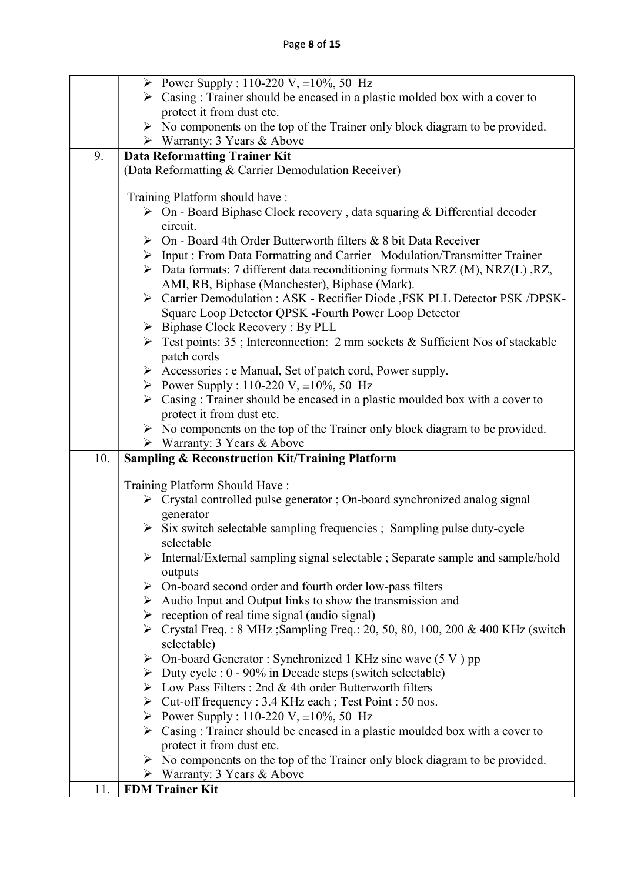| | |
|---|---|
| | ➢ Power Supply : 110-220 V, ±10%, 50 Hz<br>➢ Casing : Trainer should be encased in a plastic molded box with a cover to protect it from dust etc.<br>➢ No components on the top of the Trainer only block diagram to be provided.<br>➢ Warranty: 3 Years & Above |
| 9. | **Data Reformatting Trainer Kit**<br>(Data Reformatting & Carrier Demodulation Receiver)<br><br>Training Platform should have :<br>➢ On - Board Biphase Clock recovery , data squaring & Differential decoder circuit.<br>➢ On - Board 4th Order Butterworth filters & 8 bit Data Receiver<br>➢ Input : From Data Formatting and Carrier Modulation/Transmitter Trainer<br>➢ Data formats: 7 different data reconditioning formats NRZ (M), NRZ(L) ,RZ, AMI, RB, Biphase (Manchester), Biphase (Mark).<br>➢ Carrier Demodulation : ASK - Rectifier Diode ,FSK PLL Detector PSK /DPSK-Square Loop Detector QPSK -Fourth Power Loop Detector<br>➢ Biphase Clock Recovery : By PLL<br>➢ Test points: 35 ; Interconnection: 2 mm sockets & Sufficient Nos of stackable patch cords<br>➢ Accessories : e Manual, Set of patch cord, Power supply.<br>➢ Power Supply : 110-220 V, ±10%, 50 Hz<br>➢ Casing : Trainer should be encased in a plastic moulded box with a cover to protect it from dust etc.<br>➢ No components on the top of the Trainer only block diagram to be provided.<br>➢ Warranty: 3 Years & Above |
| 10. | **Sampling & Reconstruction Kit/Training Platform**<br><br>Training Platform Should Have :<br>➢ Crystal controlled pulse generator ; On-board synchronized analog signal generator<br>➢ Six switch selectable sampling frequencies ; Sampling pulse duty-cycle selectable<br>➢ Internal/External sampling signal selectable ; Separate sample and sample/hold outputs<br>➢ On-board second order and fourth order low-pass filters<br>➢ Audio Input and Output links to show the transmission and<br>➢ reception of real time signal (audio signal)<br>➢ Crystal Freq. : 8 MHz ;Sampling Freq.: 20, 50, 80, 100, 200 & 400 KHz (switch selectable)<br>➢ On-board Generator : Synchronized 1 KHz sine wave (5 V ) pp<br>➢ Duty cycle : 0 - 90% in Decade steps (switch selectable)<br>➢ Low Pass Filters : 2nd & 4th order Butterworth filters<br>➢ Cut-off frequency : 3.4 KHz each ; Test Point : 50 nos.<br>➢ Power Supply : 110-220 V, ±10%, 50 Hz<br>➢ Casing : Trainer should be encased in a plastic moulded box with a cover to protect it from dust etc.<br>➢ No components on the top of the Trainer only block diagram to be provided.<br>➢ Warranty: 3 Years & Above |
| 11. | **FDM Trainer Kit** |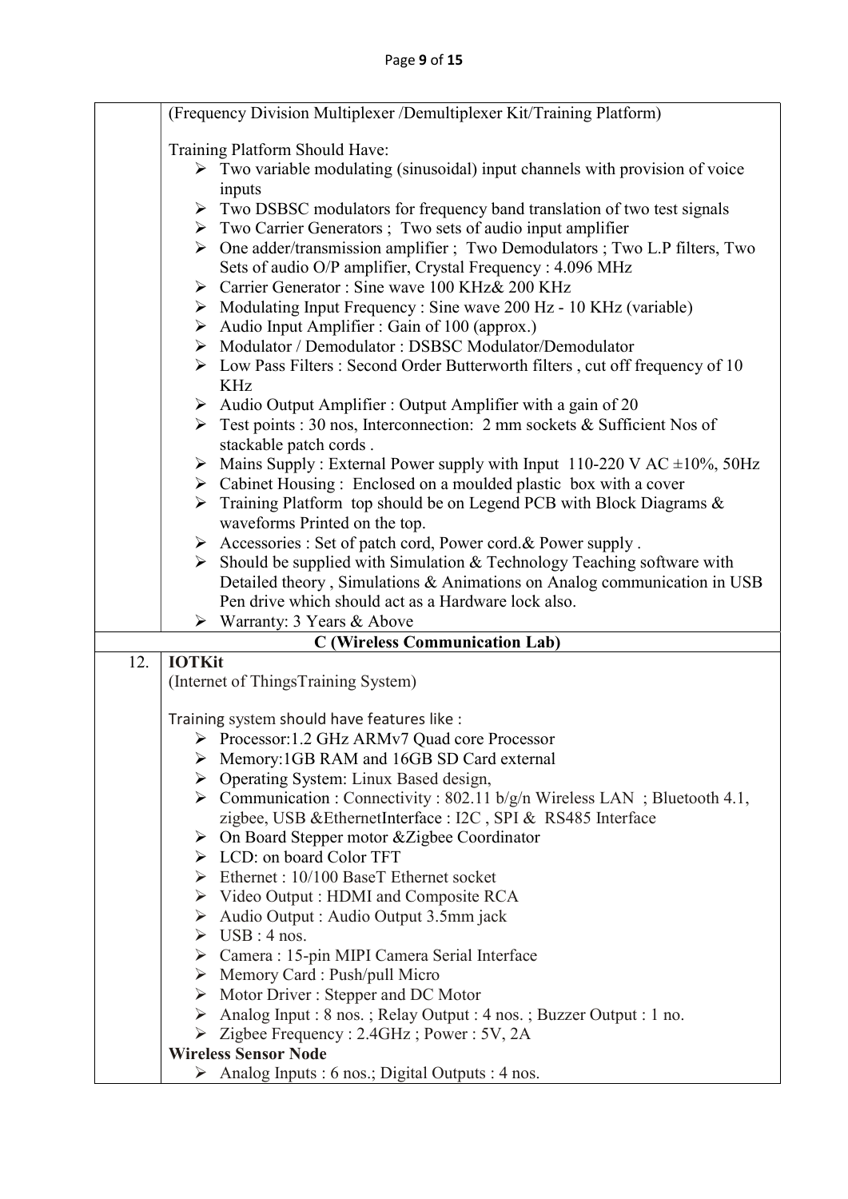| | |
|---|---|
| | (Frequency Division Multiplexer /Demultiplexer Kit/Training Platform)<br><br>Training Platform Should Have:<br>➢ Two variable modulating (sinusoidal) input channels with provision of voice inputs<br>➢ Two DSBSC modulators for frequency band translation of two test signals<br>➢ Two Carrier Generators ; Two sets of audio input amplifier<br>➢ One adder/transmission amplifier ; Two Demodulators ; Two L.P filters, Two Sets of audio O/P amplifier, Crystal Frequency : 4.096 MHz<br>➢ Carrier Generator : Sine wave 100 KHz& 200 KHz<br>➢ Modulating Input Frequency : Sine wave 200 Hz - 10 KHz (variable)<br>➢ Audio Input Amplifier : Gain of 100 (approx.)<br>➢ Modulator / Demodulator : DSBSC Modulator/Demodulator<br>➢ Low Pass Filters : Second Order Butterworth filters , cut off frequency of 10 KHz<br>➢ Audio Output Amplifier : Output Amplifier with a gain of 20<br>➢ Test points : 30 nos, Interconnection: 2 mm sockets & Sufficient Nos of stackable patch cords .<br>➢ Mains Supply : External Power supply with Input 110-220 V AC ±10%, 50Hz<br>➢ Cabinet Housing : Enclosed on a moulded plastic box with a cover<br>➢ Training Platform top should be on Legend PCB with Block Diagrams & waveforms Printed on the top.<br>➢ Accessories : Set of patch cord, Power cord.& Power supply .<br>➢ Should be supplied with Simulation & Technology Teaching software with Detailed theory , Simulations & Animations on Analog communication in USB Pen drive which should act as a Hardware lock also.<br>➢ Warranty: 3 Years & Above |
| | **C (Wireless Communication Lab)** |
| 12. | **IOTKit**<br>(Internet of ThingsTraining System)<br><br>Training system should have features like :<br>➢ Processor:1.2 GHz ARMv7 Quad core Processor<br>➢ Memory:1GB RAM and 16GB SD Card external<br>➢ Operating System: Linux Based design,<br>➢ Communication : Connectivity : 802.11 b/g/n Wireless LAN ; Bluetooth 4.1, zigbee, USB &EthernetInterface : I2C , SPI & RS485 Interface<br>➢ On Board Stepper motor &Zigbee Coordinator<br>➢ LCD: on board Color TFT<br>➢ Ethernet : 10/100 BaseT Ethernet socket<br>➢ Video Output : HDMI and Composite RCA<br>➢ Audio Output : Audio Output 3.5mm jack<br>➢ USB : 4 nos.<br>➢ Camera : 15-pin MIPI Camera Serial Interface<br>➢ Memory Card : Push/pull Micro<br>➢ Motor Driver : Stepper and DC Motor<br>➢ Analog Input : 8 nos. ; Relay Output : 4 nos. ; Buzzer Output : 1 no.<br>➢ Zigbee Frequency : 2.4GHz ; Power : 5V, 2A<br>**Wireless Sensor Node**<br>➢ Analog Inputs : 6 nos.; Digital Outputs : 4 nos. |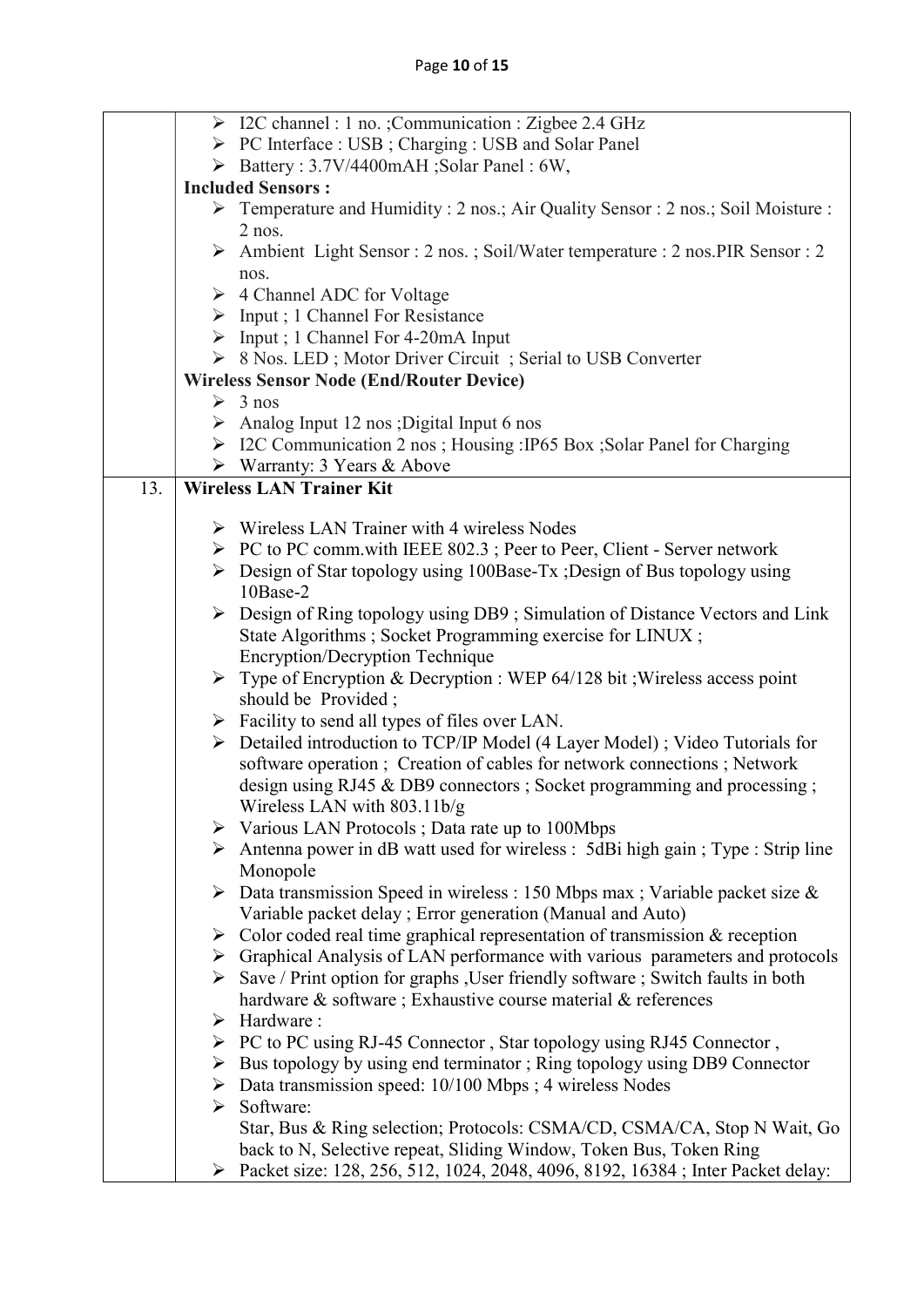| | |
|---|---|
| | ➢ I2C channel : 1 no. ;Communication : Zigbee 2.4 GHz<br>➢ PC Interface : USB ; Charging : USB and Solar Panel<br>➢ Battery : 3.7V/4400mAH ;Solar Panel : 6W,<br>**Included Sensors :**<br>➢ Temperature and Humidity : 2 nos.; Air Quality Sensor : 2 nos.; Soil Moisture : 2 nos.<br>➢ Ambient Light Sensor : 2 nos. ; Soil/Water temperature : 2 nos.PIR Sensor : 2 nos.<br>➢ 4 Channel ADC for Voltage<br>➢ Input ; 1 Channel For Resistance<br>➢ Input ; 1 Channel For 4-20mA Input<br>➢ 8 Nos. LED ; Motor Driver Circuit ; Serial to USB Converter<br>**Wireless Sensor Node (End/Router Device)**<br>➢ 3 nos<br>➢ Analog Input 12 nos ;Digital Input 6 nos<br>➢ I2C Communication 2 nos ; Housing :IP65 Box ;Solar Panel for Charging<br>➢ Warranty: 3 Years & Above |
| 13. | **Wireless LAN Trainer Kit**<br><br>➢ Wireless LAN Trainer with 4 wireless Nodes<br>➢ PC to PC comm.with IEEE 802.3 ; Peer to Peer, Client - Server network<br>➢ Design of Star topology using 100Base-Tx ;Design of Bus topology using 10Base-2<br>➢ Design of Ring topology using DB9 ; Simulation of Distance Vectors and Link State Algorithms ; Socket Programming exercise for LINUX ; Encryption/Decryption Technique<br>➢ Type of Encryption & Decryption : WEP 64/128 bit ;Wireless access point should be Provided ;<br>➢ Facility to send all types of files over LAN.<br>➢ Detailed introduction to TCP/IP Model (4 Layer Model) ; Video Tutorials for software operation ; Creation of cables for network connections ; Network design using RJ45 & DB9 connectors ; Socket programming and processing ; Wireless LAN with 803.11b/g<br>➢ Various LAN Protocols ; Data rate up to 100Mbps<br>➢ Antenna power in dB watt used for wireless : 5dBi high gain ; Type : Strip line Monopole<br>➢ Data transmission Speed in wireless : 150 Mbps max ; Variable packet size & Variable packet delay ; Error generation (Manual and Auto)<br>➢ Color coded real time graphical representation of transmission & reception<br>➢ Graphical Analysis of LAN performance with various parameters and protocols<br>➢ Save / Print option for graphs ,User friendly software ; Switch faults in both hardware & software ; Exhaustive course material & references<br>➢ Hardware :<br>➢ PC to PC using RJ-45 Connector , Star topology using RJ45 Connector ,<br>➢ Bus topology by using end terminator ; Ring topology using DB9 Connector<br>➢ Data transmission speed: 10/100 Mbps ; 4 wireless Nodes<br>➢ Software:<br>Star, Bus & Ring selection; Protocols: CSMA/CD, CSMA/CA, Stop N Wait, Go back to N, Selective repeat, Sliding Window, Token Bus, Token Ring<br>➢ Packet size: 128, 256, 512, 1024, 2048, 4096, 8192, 16384 ; Inter Packet delay: |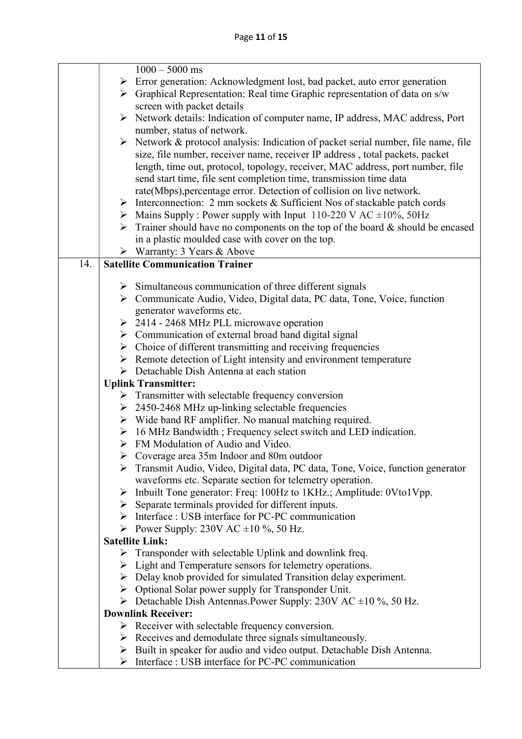| | |
|---|---|
| | 1000 – 5000 ms<br>➢ Error generation: Acknowledgment lost, bad packet, auto error generation<br>➢ Graphical Representation: Real time Graphic representation of data on s/w screen with packet details<br>➢ Network details: Indication of computer name, IP address, MAC address, Port number, status of network.<br>➢ Network & protocol analysis: Indication of packet serial number, file name, file size, file number, receiver name, receiver IP address , total packets, packet length, time out, protocol, topology, receiver, MAC address, port number, file send start time, file sent completion time, transmission time data rate(Mbps),percentage error. Detection of collision on live network.<br>➢ Interconnection: 2 mm sockets & Sufficient Nos of stackable patch cords<br>➢ Mains Supply : Power supply with Input 110-220 V AC ±10%, 50Hz<br>➢ Trainer should have no components on the top of the board & should be encased in a plastic moulded case with cover on the top.<br>➢ Warranty: 3 Years & Above |
| 14. | **Satellite Communication Trainer**<br><br>➢ Simultaneous communication of three different signals<br>➢ Communicate Audio, Video, Digital data, PC data, Tone, Voice, function generator waveforms etc.<br>➢ 2414 - 2468 MHz PLL microwave operation<br>➢ Communication of external broad band digital signal<br>➢ Choice of different transmitting and receiving frequencies<br>➢ Remote detection of Light intensity and environment temperature<br>➢ Detachable Dish Antenna at each station<br>**Uplink Transmitter:**<br>➢ Transmitter with selectable frequency conversion<br>➢ 2450-2468 MHz up-linking selectable frequencies<br>➢ Wide band RF amplifier. No manual matching required.<br>➢ 16 MHz Bandwidth ; Frequency select switch and LED indication.<br>➢ FM Modulation of Audio and Video.<br>➢ Coverage area 35m Indoor and 80m outdoor<br>➢ Transmit Audio, Video, Digital data, PC data, Tone, Voice, function generator waveforms etc. Separate section for telemetry operation.<br>➢ Inbuilt Tone generator: Freq: 100Hz to 1KHz.; Amplitude: 0Vto1Vpp.<br>➢ Separate terminals provided for different inputs.<br>➢ Interface : USB interface for PC-PC communication<br>➢ Power Supply: 230V AC ±10 %, 50 Hz.<br>**Satellite Link:**<br>➢ Transponder with selectable Uplink and downlink freq.<br>➢ Light and Temperature sensors for telemetry operations.<br>➢ Delay knob provided for simulated Transition delay experiment.<br>➢ Optional Solar power supply for Transponder Unit.<br>➢ Detachable Dish Antennas.Power Supply: 230V AC ±10 %, 50 Hz.<br>**Downlink Receiver:**<br>➢ Receiver with selectable frequency conversion.<br>➢ Receives and demodulate three signals simultaneously.<br>➢ Built in speaker for audio and video output. Detachable Dish Antenna.<br>➢ Interface : USB interface for PC-PC communication |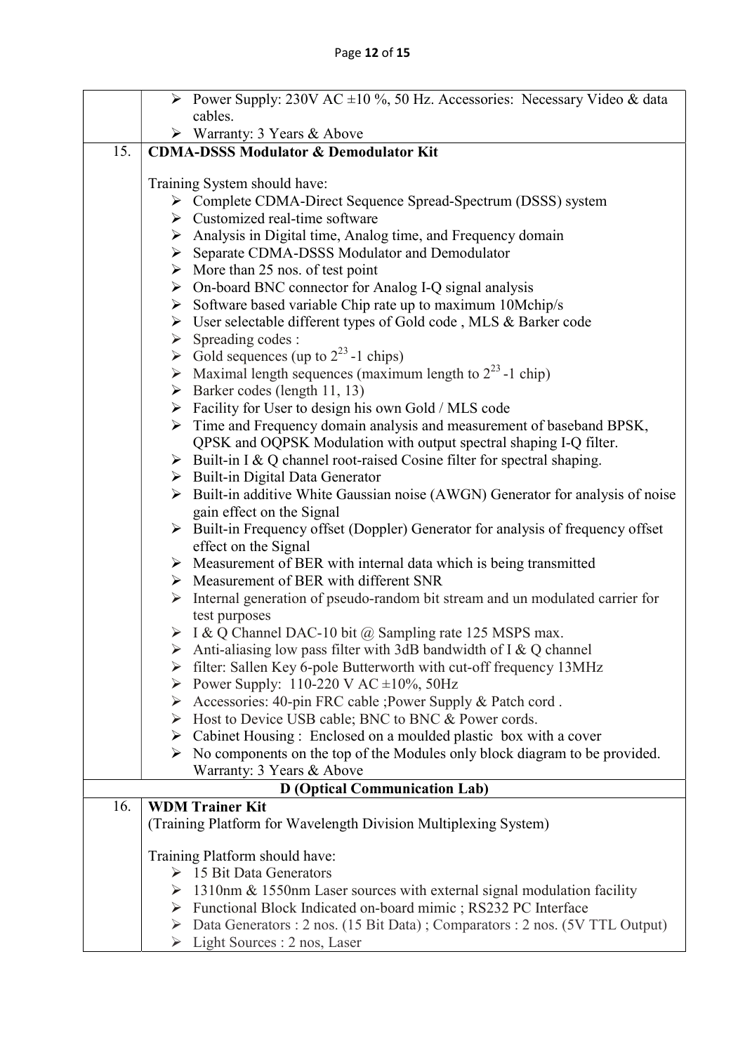| | |
|---|---|
| | ➢ Power Supply: 230V AC ±10 %, 50 Hz. Accessories: Necessary Video & data cables.<br>➢ Warranty: 3 Years & Above |
| 15. | **CDMA-DSSS Modulator & Demodulator Kit**<br><br>Training System should have:<br>➢ Complete CDMA-Direct Sequence Spread-Spectrum (DSSS) system<br>➢ Customized real-time software<br>➢ Analysis in Digital time, Analog time, and Frequency domain<br>➢ Separate CDMA-DSSS Modulator and Demodulator<br>➢ More than 25 nos. of test point<br>➢ On-board BNC connector for Analog I-Q signal analysis<br>➢ Software based variable Chip rate up to maximum 10Mchip/s<br>➢ User selectable different types of Gold code , MLS & Barker code<br>➢ Spreading codes :<br>➢ Gold sequences (up to $2^{23}$ -1 chips)<br>➢ Maximal length sequences (maximum length to $2^{23}$ -1 chip)<br>➢ Barker codes (length 11, 13)<br>➢ Facility for User to design his own Gold / MLS code<br>➢ Time and Frequency domain analysis and measurement of baseband BPSK, QPSK and OQPSK Modulation with output spectral shaping I-Q filter.<br>➢ Built-in I & Q channel root-raised Cosine filter for spectral shaping.<br>➢ Built-in Digital Data Generator<br>➢ Built-in additive White Gaussian noise (AWGN) Generator for analysis of noise gain effect on the Signal<br>➢ Built-in Frequency offset (Doppler) Generator for analysis of frequency offset effect on the Signal<br>➢ Measurement of BER with internal data which is being transmitted<br>➢ Measurement of BER with different SNR<br>➢ Internal generation of pseudo-random bit stream and un modulated carrier for test purposes<br>➢ I & Q Channel DAC-10 bit @ Sampling rate 125 MSPS max.<br>➢ Anti-aliasing low pass filter with 3dB bandwidth of I & Q channel<br>➢ filter: Sallen Key 6-pole Butterworth with cut-off frequency 13MHz<br>➢ Power Supply: 110-220 V AC ±10%, 50Hz<br>➢ Accessories: 40-pin FRC cable ;Power Supply & Patch cord .<br>➢ Host to Device USB cable; BNC to BNC & Power cords.<br>➢ Cabinet Housing : Enclosed on a moulded plastic box with a cover<br>➢ No components on the top of the Modules only block diagram to be provided. Warranty: 3 Years & Above |
| | **D (Optical Communication Lab)** |
| 16. | **WDM Trainer Kit**<br>(Training Platform for Wavelength Division Multiplexing System)<br><br>Training Platform should have:<br>➢ 15 Bit Data Generators<br>➢ 1310nm & 1550nm Laser sources with external signal modulation facility<br>➢ Functional Block Indicated on-board mimic ; RS232 PC Interface<br>➢ Data Generators : 2 nos. (15 Bit Data) ; Comparators : 2 nos. (5V TTL Output)<br>➢ Light Sources : 2 nos, Laser |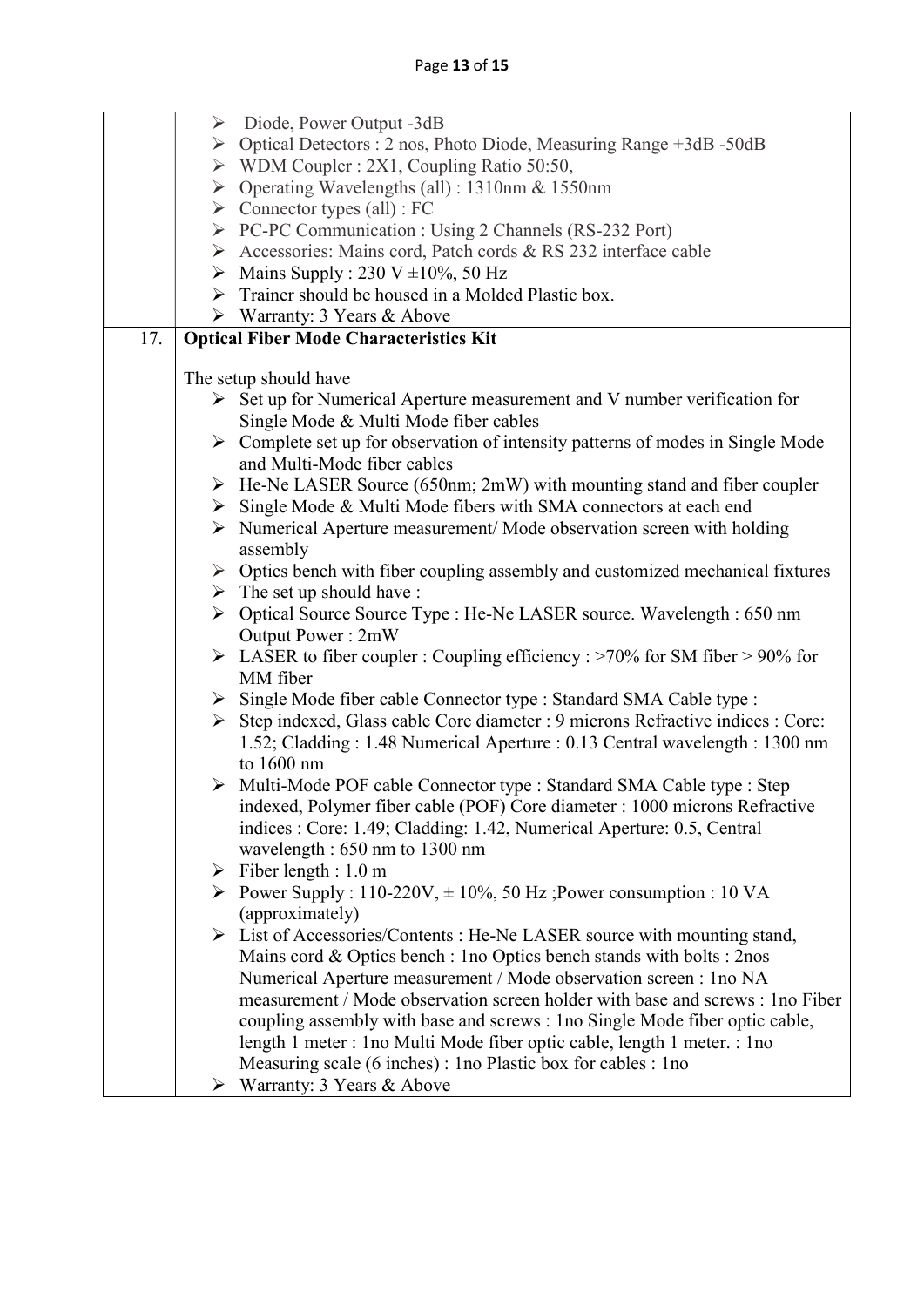| | |
|---|---|
| | ➢ Diode, Power Output -3dB<br>➢ Optical Detectors : 2 nos, Photo Diode, Measuring Range +3dB -50dB<br>➢ WDM Coupler : 2X1, Coupling Ratio 50:50,<br>➢ Operating Wavelengths (all) : 1310nm & 1550nm<br>➢ Connector types (all) : FC<br>➢ PC-PC Communication : Using 2 Channels (RS-232 Port)<br>➢ Accessories: Mains cord, Patch cords & RS 232 interface cable<br>➢ Mains Supply : 230 V ±10%, 50 Hz<br>➢ Trainer should be housed in a Molded Plastic box.<br>➢ Warranty: 3 Years & Above |
| 17. | **Optical Fiber Mode Characteristics Kit**<br><br>The setup should have<br>➢ Set up for Numerical Aperture measurement and V number verification for Single Mode & Multi Mode fiber cables<br>➢ Complete set up for observation of intensity patterns of modes in Single Mode and Multi-Mode fiber cables<br>➢ He-Ne LASER Source (650nm; 2mW) with mounting stand and fiber coupler<br>➢ Single Mode & Multi Mode fibers with SMA connectors at each end<br>➢ Numerical Aperture measurement/ Mode observation screen with holding assembly<br>➢ Optics bench with fiber coupling assembly and customized mechanical fixtures<br>➢ The set up should have :<br>➢ Optical Source Source Type : He-Ne LASER source. Wavelength : 650 nm Output Power : 2mW<br>➢ LASER to fiber coupler : Coupling efficiency : >70% for SM fiber > 90% for MM fiber<br>➢ Single Mode fiber cable Connector type : Standard SMA Cable type :<br>➢ Step indexed, Glass cable Core diameter : 9 microns Refractive indices : Core: 1.52; Cladding : 1.48 Numerical Aperture : 0.13 Central wavelength : 1300 nm to 1600 nm<br>➢ Multi-Mode POF cable Connector type : Standard SMA Cable type : Step indexed, Polymer fiber cable (POF) Core diameter : 1000 microns Refractive indices : Core: 1.49; Cladding: 1.42, Numerical Aperture: 0.5, Central wavelength : 650 nm to 1300 nm<br>➢ Fiber length : 1.0 m<br>➢ Power Supply : 110-220V, ± 10%, 50 Hz ;Power consumption : 10 VA (approximately)<br>➢ List of Accessories/Contents : He-Ne LASER source with mounting stand, Mains cord & Optics bench : 1no Optics bench stands with bolts : 2nos Numerical Aperture measurement / Mode observation screen : 1no NA measurement / Mode observation screen holder with base and screws : 1no Fiber coupling assembly with base and screws : 1no Single Mode fiber optic cable, length 1 meter : 1no Multi Mode fiber optic cable, length 1 meter. : 1no Measuring scale (6 inches) : 1no Plastic box for cables : 1no<br>➢ Warranty: 3 Years & Above |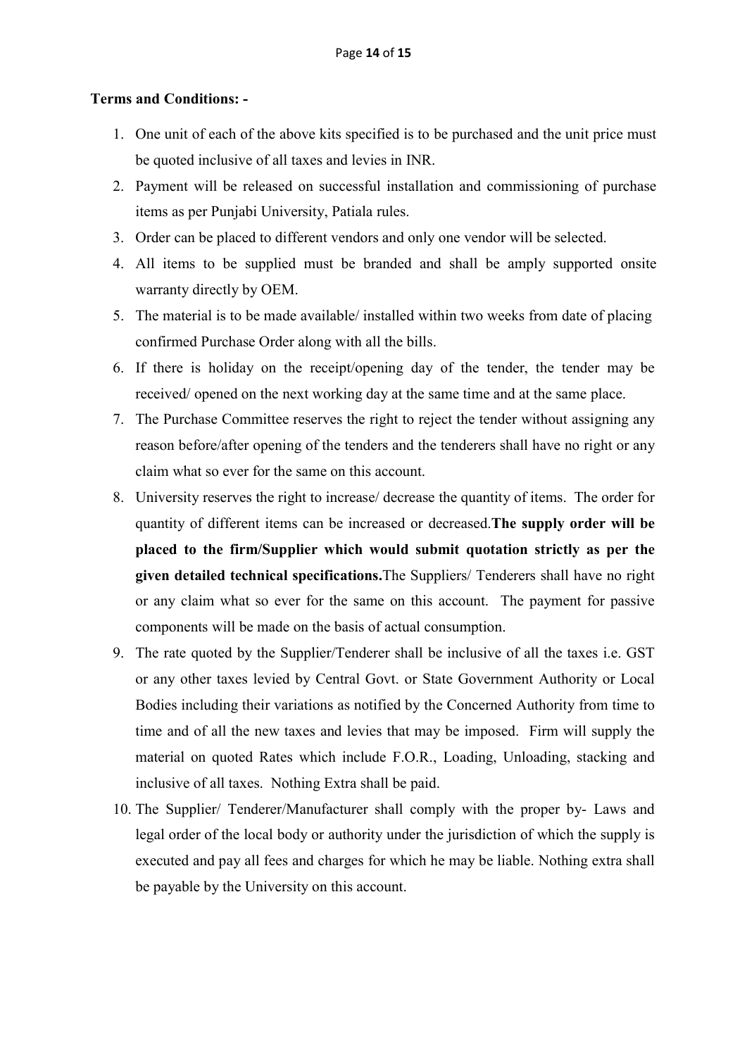**Terms and Conditions: -**

1. One unit of each of the above kits specified is to be purchased and the unit price must be quoted inclusive of all taxes and levies in INR.
2. Payment will be released on successful installation and commissioning of purchase items as per Punjabi University, Patiala rules.
3. Order can be placed to different vendors and only one vendor will be selected.
4. All items to be supplied must be branded and shall be amply supported onsite warranty directly by OEM.
5. The material is to be made available/ installed within two weeks from date of placing confirmed Purchase Order along with all the bills.
6. If there is holiday on the receipt/opening day of the tender, the tender may be received/ opened on the next working day at the same time and at the same place.
7. The Purchase Committee reserves the right to reject the tender without assigning any reason before/after opening of the tenders and the tenderers shall have no right or any claim what so ever for the same on this account.
8. University reserves the right to increase/ decrease the quantity of items. The order for quantity of different items can be increased or decreased.**The supply order will be placed to the firm/Supplier which would submit quotation strictly as per the given detailed technical specifications.**The Suppliers/ Tenderers shall have no right or any claim what so ever for the same on this account. The payment for passive components will be made on the basis of actual consumption.
9. The rate quoted by the Supplier/Tenderer shall be inclusive of all the taxes i.e. GST or any other taxes levied by Central Govt. or State Government Authority or Local Bodies including their variations as notified by the Concerned Authority from time to time and of all the new taxes and levies that may be imposed. Firm will supply the material on quoted Rates which include F.O.R., Loading, Unloading, stacking and inclusive of all taxes. Nothing Extra shall be paid.
10. The Supplier/ Tenderer/Manufacturer shall comply with the proper by- Laws and legal order of the local body or authority under the jurisdiction of which the supply is executed and pay all fees and charges for which he may be liable. Nothing extra shall be payable by the University on this account.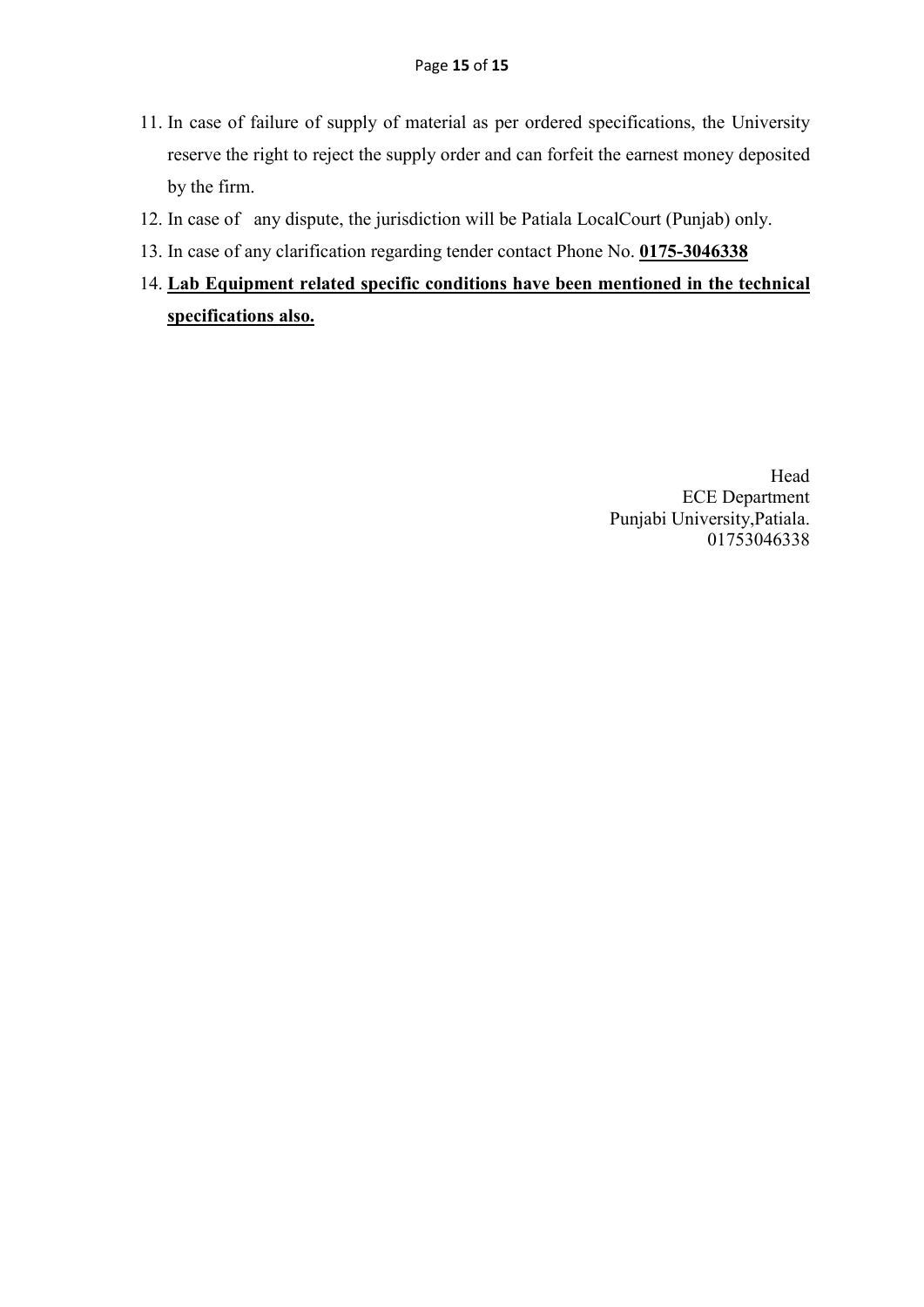11. In case of failure of supply of material as per ordered specifications, the University reserve the right to reject the supply order and can forfeit the earnest money deposited by the firm.
12. In case of any dispute, the jurisdiction will be Patiala LocalCourt (Punjab) only.
13. In case of any clarification regarding tender contact Phone No. **0175-3046338**
14. **Lab Equipment related specific conditions have been mentioned in the technical specifications also.**

Head
ECE Department
Punjabi University,Patiala.
01753046338